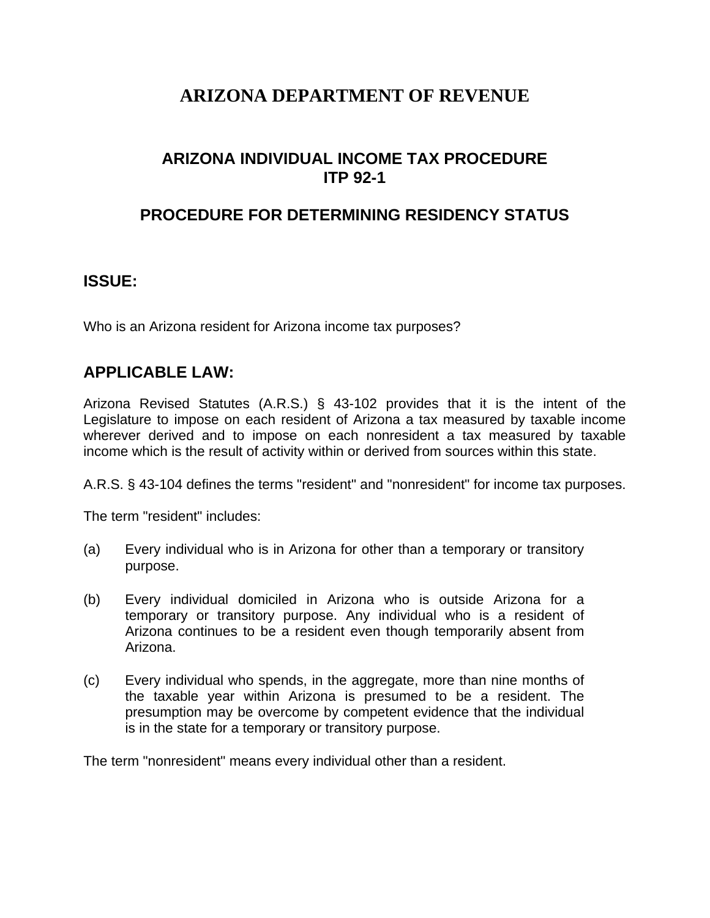# ARIZONA DEPARTMENT OF REVENUE

## ARIZONA INDIVIDUAL INCOME TAX PROCEDURE ITP 92-1

## PROCEDURE FOR DETERMINING RESIDENCY STATUS

### ISSUE:

Who is an Arizona resident for Arizona income tax purposes?

### APPLICABLE LAW:

Arizona Revised Statutes (A.R.S.) § 43-102 provides that it is the intent of the Legislature to impose on each resident of Arizona a tax measured by taxable income wherever derived and to impose on each nonresident a tax measured by taxable income which is the result of activity within or derived from sources within this state.

A.R.S. § 43-104 defines the terms "resident" and "nonresident" for income tax purposes.

The term "resident" includes:

(a) Every individual who is in Arizona for other than a temporary or transitory purpose.

(b) Every individual domiciled in Arizona who is outside Arizona for a temporary or transitory purpose. Any individual who is a resident of Arizona continues to be a resident even though temporarily absent from Arizona.

(c) Every individual who spends, in the aggregate, more than nine months of the taxable year within Arizona is presumed to be a resident. The presumption may be overcome by competent evidence that the individual is in the state for a temporary or transitory purpose.

The term "nonresident" means every individual other than a resident.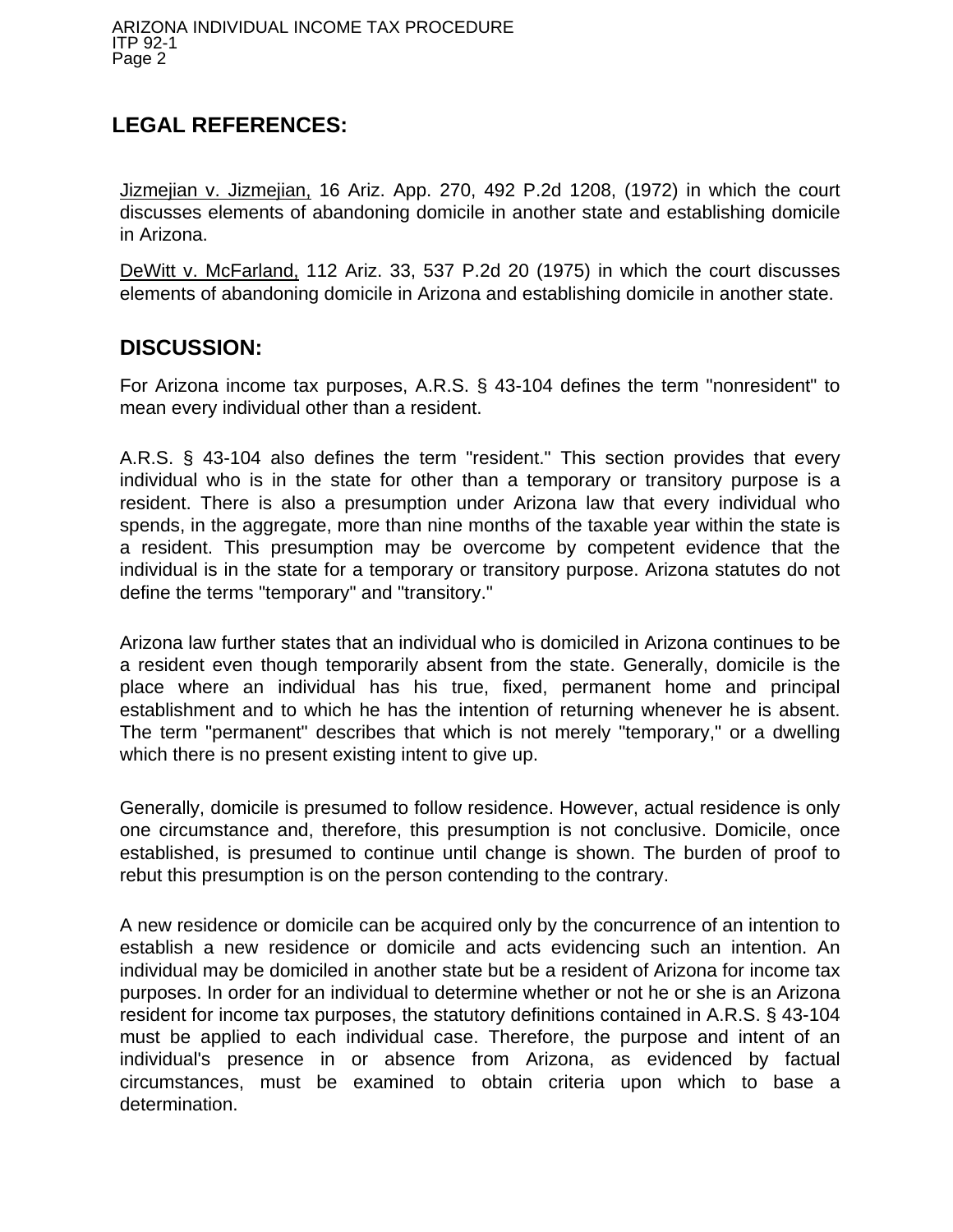## LEGAL REFERENCES:

Jizmejian v. Jizmejian, 16 Ariz. App. 270, 492 P.2d 1208, (1972) in which the court discusses elements of abandoning domicile in another state and establishing domicile in Arizona.

DeWitt v. McFarland, 112 Ariz. 33, 537 P.2d 20 (1975) in which the court discusses elements of abandoning domicile in Arizona and establishing domicile in another state.

## DISCUSSION:

For Arizona income tax purposes, A.R.S. § 43-104 defines the term "nonresident" to mean every individual other than a resident.

A.R.S. § 43-104 also defines the term "resident." This section provides that every individual who is in the state for other than a temporary or transitory purpose is a resident. There is also a presumption under Arizona law that every individual who spends, in the aggregate, more than nine months of the taxable year within the state is a resident. This presumption may be overcome by competent evidence that the individual is in the state for a temporary or transitory purpose. Arizona statutes do not define the terms "temporary" and "transitory."

Arizona law further states that an individual who is domiciled in Arizona continues to be a resident even though temporarily absent from the state. Generally, domicile is the place where an individual has his true, fixed, permanent home and principal establishment and to which he has the intention of returning whenever he is absent. The term "permanent" describes that which is not merely "temporary," or a dwelling which there is no present existing intent to give up.

Generally, domicile is presumed to follow residence. However, actual residence is only one circumstance and, therefore, this presumption is not conclusive. Domicile, once established, is presumed to continue until change is shown. The burden of proof to rebut this presumption is on the person contending to the contrary.

A new residence or domicile can be acquired only by the concurrence of an intention to establish a new residence or domicile and acts evidencing such an intention. An individual may be domiciled in another state but be a resident of Arizona for income tax purposes. In order for an individual to determine whether or not he or she is an Arizona resident for income tax purposes, the statutory definitions contained in A.R.S. § 43-104 must be applied to each individual case. Therefore, the purpose and intent of an individual's presence in or absence from Arizona, as evidenced by factual circumstances, must be examined to obtain criteria upon which to base a determination.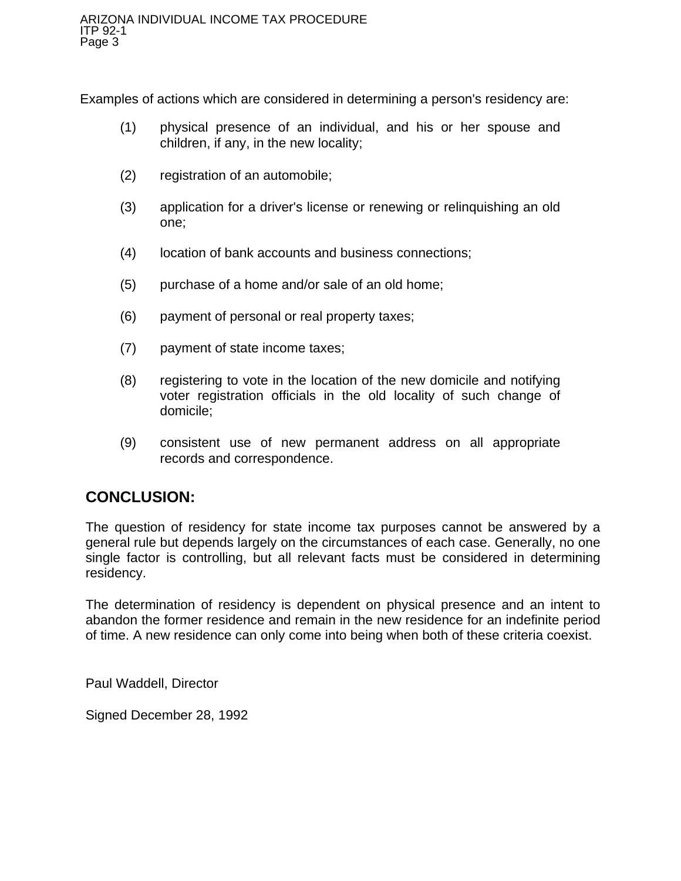Examples of actions which are considered in determining a person's residency are:

(1) physical presence of an individual, and his or her spouse and children, if any, in the new locality;

(2) registration of an automobile;

(3) application for a driver's license or renewing or relinquishing an old one;

(4) location of bank accounts and business connections;

(5) purchase of a home and/or sale of an old home;

(6) payment of personal or real property taxes;

(7) payment of state income taxes;

(8) registering to vote in the location of the new domicile and notifying voter registration officials in the old locality of such change of domicile;

(9) consistent use of new permanent address on all appropriate records and correspondence.

## CONCLUSION:

The question of residency for state income tax purposes cannot be answered by a general rule but depends largely on the circumstances of each case. Generally, no one single factor is controlling, but all relevant facts must be considered in determining residency.

The determination of residency is dependent on physical presence and an intent to abandon the former residence and remain in the new residence for an indefinite period of time. A new residence can only come into being when both of these criteria coexist.

Paul Waddell, Director

Signed December 28, 1992